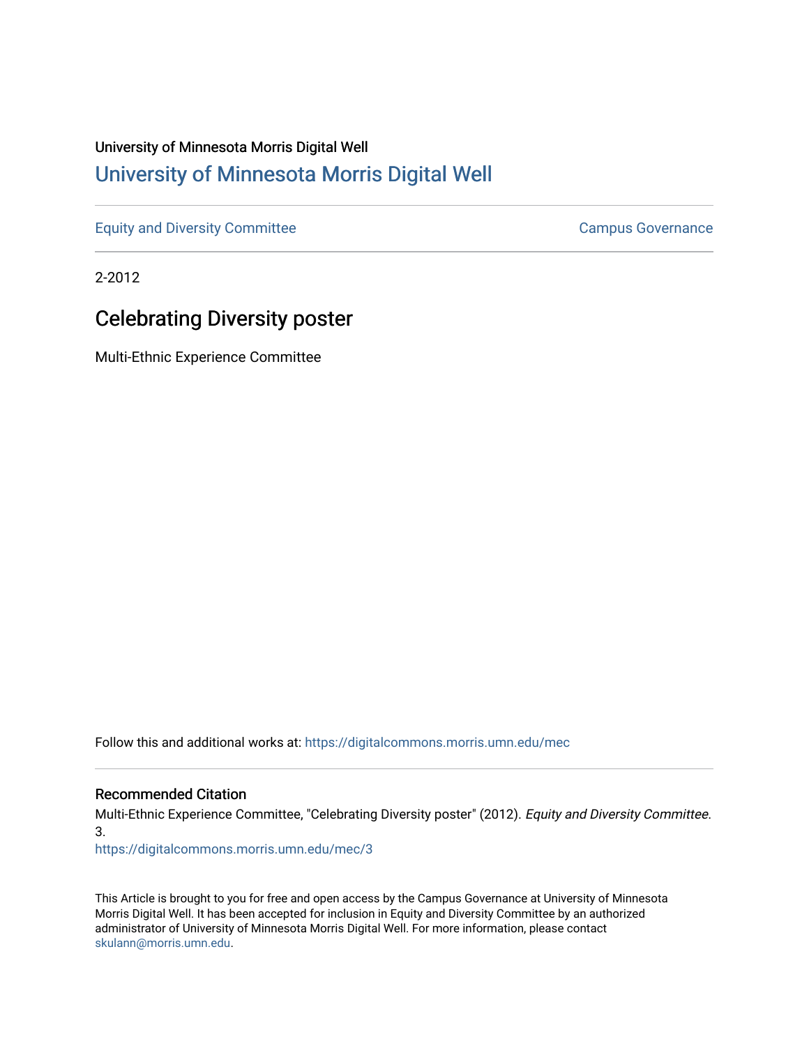University of Minnesota Morris Digital Well

## University of Minnesota Morris Digital Well

Equity and Diversity Committee | Campus Governance

2-2012

# Celebrating Diversity poster

Multi-Ethnic Experience Committee

Follow this and additional works at: https://digitalcommons.morris.umn.edu/mec

### Recommended Citation

Multi-Ethnic Experience Committee, "Celebrating Diversity poster" (2012). *Equity and Diversity Committee*. 3.
https://digitalcommons.morris.umn.edu/mec/3

This Article is brought to you for free and open access by the Campus Governance at University of Minnesota Morris Digital Well. It has been accepted for inclusion in Equity and Diversity Committee by an authorized administrator of University of Minnesota Morris Digital Well. For more information, please contact skulann@morris.umn.edu.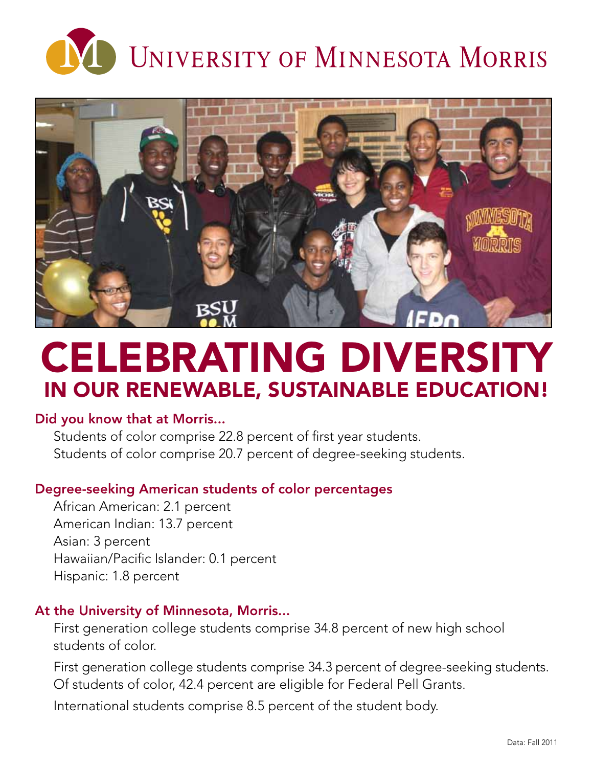# University of Minnesota Morris

# CELEBRATING DIVERSITY

## IN OUR RENEWABLE, SUSTAINABLE EDUCATION!

### Did you know that at Morris...

Students of color comprise 22.8 percent of first year students.
Students of color comprise 20.7 percent of degree-seeking students.

### Degree-seeking American students of color percentages

African American: 2.1 percent
American Indian: 13.7 percent
Asian: 3 percent
Hawaiian/Pacific Islander: 0.1 percent
Hispanic: 1.8 percent

### At the University of Minnesota, Morris...

First generation college students comprise 34.8 percent of new high school students of color.

First generation college students comprise 34.3 percent of degree-seeking students.
Of students of color, 42.4 percent are eligible for Federal Pell Grants.

International students comprise 8.5 percent of the student body.

Data: Fall 2011